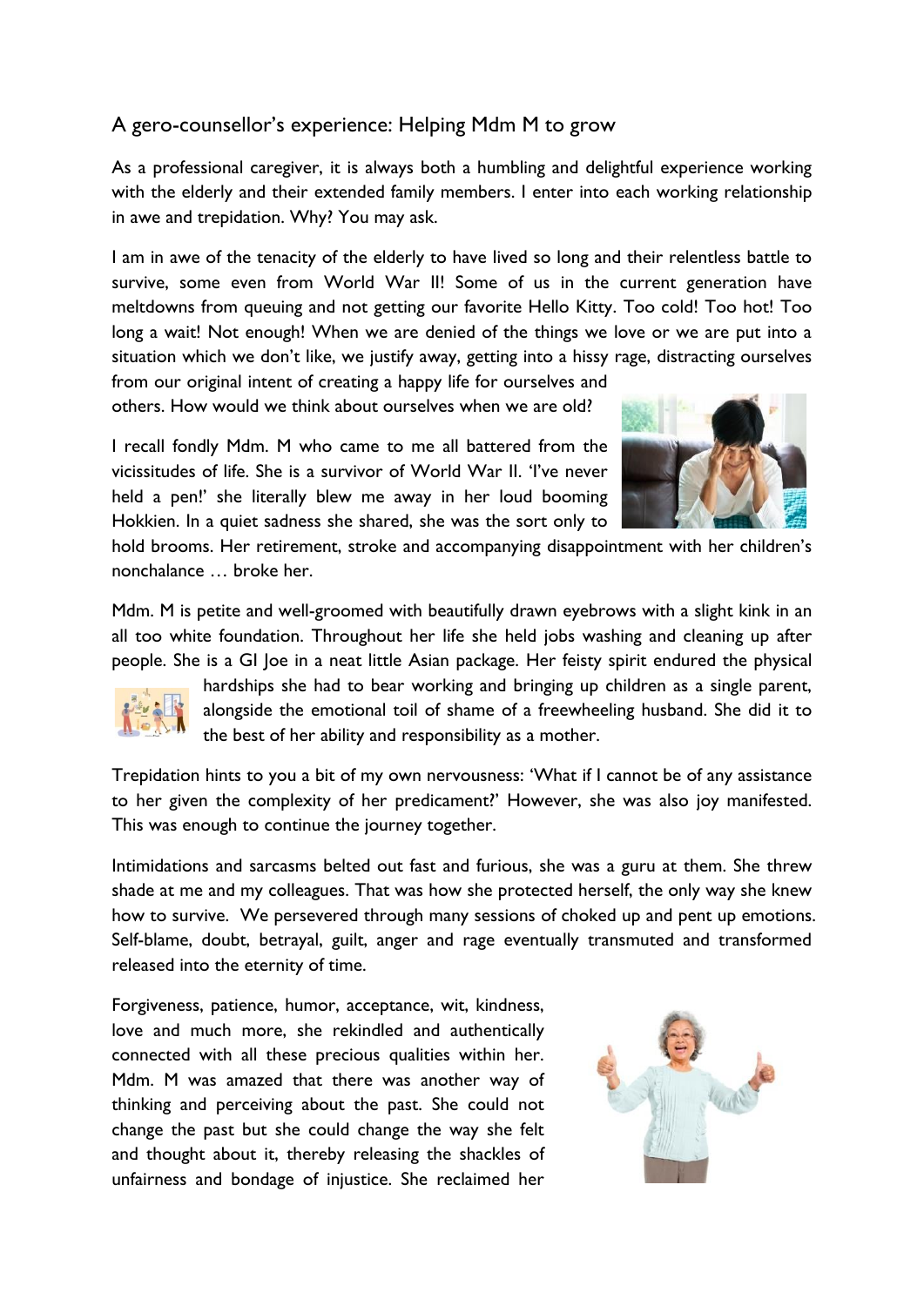## A gero-counsellor's experience: Helping Mdm M to grow

As a professional caregiver, it is always both a humbling and delightful experience working with the elderly and their extended family members. I enter into each working relationship in awe and trepidation. Why? You may ask.

I am in awe of the tenacity of the elderly to have lived so long and their relentless battle to survive, some even from World War II! Some of us in the current generation have meltdowns from queuing and not getting our favorite Hello Kitty. Too cold! Too hot! Too long a wait! Not enough! When we are denied of the things we love or we are put into a situation which we don't like, we justify away, getting into a hissy rage, distracting ourselves from our original intent of creating a happy life for ourselves and others. How would we think about ourselves when we are old?

I recall fondly Mdm. M who came to me all battered from the vicissitudes of life. She is a survivor of World War II. 'I've never held a pen!' she literally blew me away in her loud booming Hokkien. In a quiet sadness she shared, she was the sort only to hold brooms. Her retirement, stroke and accompanying disappointment with her children's nonchalance … broke her.

Mdm. M is petite and well-groomed with beautifully drawn eyebrows with a slight kink in an all too white foundation. Throughout her life she held jobs washing and cleaning up after people. She is a GI Joe in a neat little Asian package. Her feisty spirit endured the physical hardships she had to bear working and bringing up children as a single parent, alongside the emotional toil of shame of a freewheeling husband. She did it to the best of her ability and responsibility as a mother.

Trepidation hints to you a bit of my own nervousness: 'What if I cannot be of any assistance to her given the complexity of her predicament?' However, she was also joy manifested. This was enough to continue the journey together.

Intimidations and sarcasms belted out fast and furious, she was a guru at them. She threw shade at me and my colleagues. That was how she protected herself, the only way she knew how to survive. We persevered through many sessions of choked up and pent up emotions. Self-blame, doubt, betrayal, guilt, anger and rage eventually transmuted and transformed released into the eternity of time.

Forgiveness, patience, humor, acceptance, wit, kindness, love and much more, she rekindled and authentically connected with all these precious qualities within her. Mdm. M was amazed that there was another way of thinking and perceiving about the past. She could not change the past but she could change the way she felt and thought about it, thereby releasing the shackles of unfairness and bondage of injustice. She reclaimed her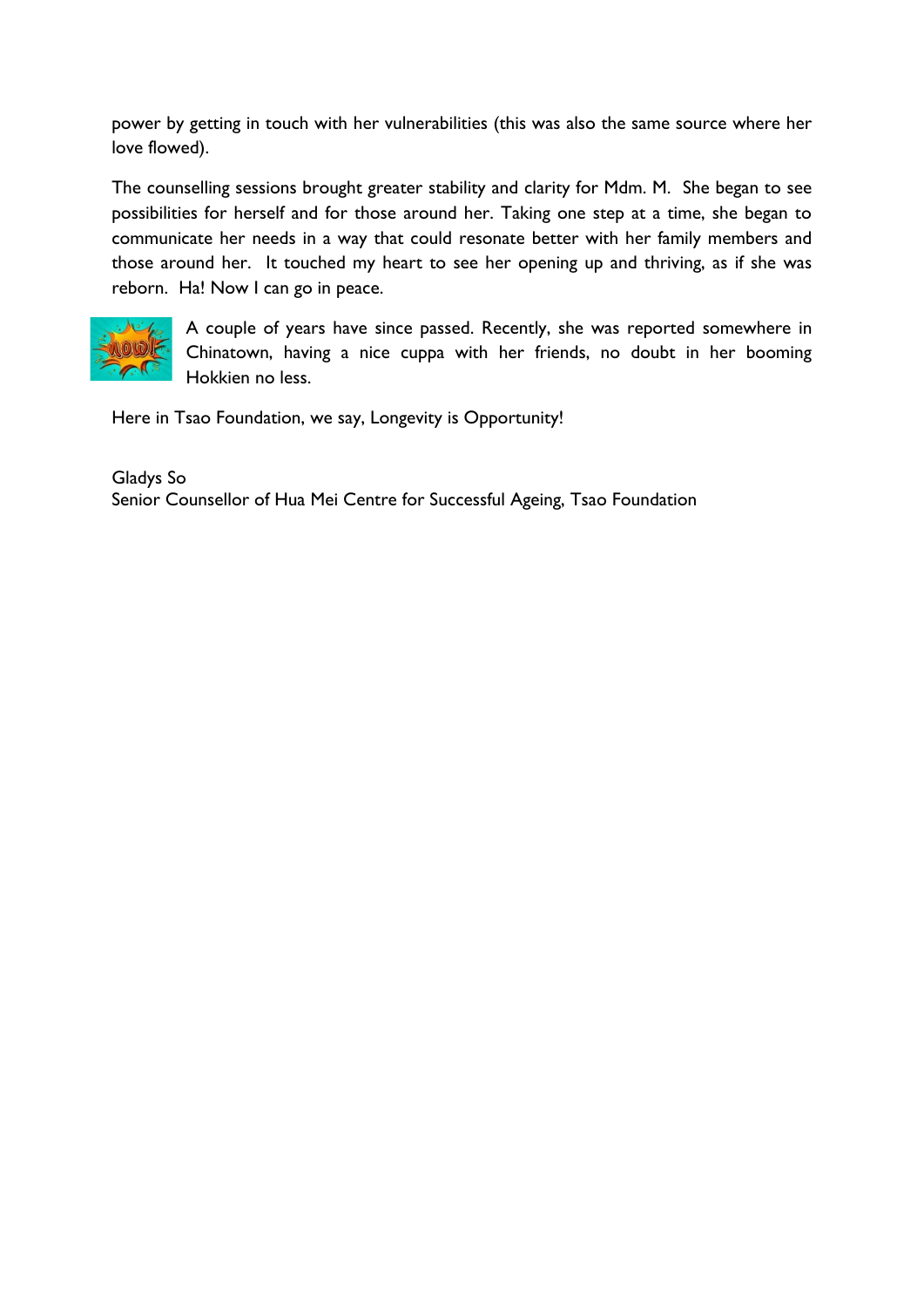power by getting in touch with her vulnerabilities (this was also the same source where her love flowed).

The counselling sessions brought greater stability and clarity for Mdm. M. She began to see possibilities for herself and for those around her. Taking one step at a time, she began to communicate her needs in a way that could resonate better with her family members and those around her. It touched my heart to see her opening up and thriving, as if she was reborn. Ha! Now I can go in peace.

A couple of years have since passed. Recently, she was reported somewhere in Chinatown, having a nice cuppa with her friends, no doubt in her booming Hokkien no less.

Here in Tsao Foundation, we say, Longevity is Opportunity!

Gladys So
Senior Counsellor of Hua Mei Centre for Successful Ageing, Tsao Foundation